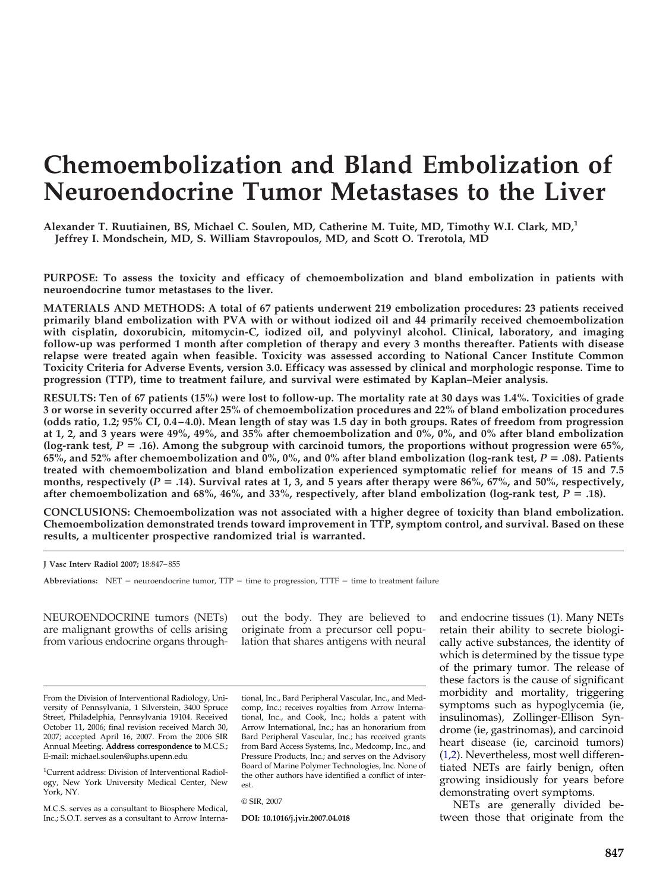# Chemoembolization and Bland Embolization of Neuroendocrine Tumor Metastases to the Liver

**Alexander T. Ruutiainen, BS, Michael C. Soulen, MD, Catherine M. Tuite, MD, Timothy W.I. Clark, MD,[1] Jeffrey I. Mondschein, MD, S. William Stavropoulos, MD, and Scott O. Trerotola, MD**

**PURPOSE: To assess the toxicity and efficacy of chemoembolization and bland embolization in patients with neuroendocrine tumor metastases to the liver.**

**MATERIALS AND METHODS: A total of 67 patients underwent 219 embolization procedures: 23 patients received primarily bland embolization with PVA with or without iodized oil and 44 primarily received chemoembolization with cisplatin, doxorubicin, mitomycin-C, iodized oil, and polyvinyl alcohol. Clinical, laboratory, and imaging follow-up was performed 1 month after completion of therapy and every 3 months thereafter. Patients with disease relapse were treated again when feasible. Toxicity was assessed according to National Cancer Institute Common Toxicity Criteria for Adverse Events, version 3.0. Efficacy was assessed by clinical and morphologic response. Time to progression (TTP), time to treatment failure, and survival were estimated by Kaplan–Meier analysis.**

**RESULTS: Ten of 67 patients (15%) were lost to follow-up. The mortality rate at 30 days was 1.4%. Toxicities of grade 3 or worse in severity occurred after 25% of chemoembolization procedures and 22% of bland embolization procedures (odds ratio, 1.2; 95% CI, 0.4–4.0). Mean length of stay was 1.5 day in both groups. Rates of freedom from progression at 1, 2, and 3 years were 49%, 49%, and 35% after chemoembolization and 0%, 0%, and 0% after bland embolization (log-rank test, *P* = .16). Among the subgroup with carcinoid tumors, the proportions without progression were 65%, 65%, and 52% after chemoembolization and 0%, 0%, and 0% after bland embolization (log-rank test, *P* = .08). Patients treated with chemoembolization and bland embolization experienced symptomatic relief for means of 15 and 7.5 months, respectively (*P* = .14). Survival rates at 1, 3, and 5 years after therapy were 86%, 67%, and 50%, respectively, after chemoembolization and 68%, 46%, and 33%, respectively, after bland embolization (log-rank test, *P* = .18).**

**CONCLUSIONS: Chemoembolization was not associated with a higher degree of toxicity than bland embolization. Chemoembolization demonstrated trends toward improvement in TTP, symptom control, and survival. Based on these results, a multicenter prospective randomized trial is warranted.**

**J Vasc Interv Radiol 2007;** 18:847–855

**Abbreviations:** NET = neuroendocrine tumor, TTP = time to progression, TTTF = time to treatment failure

NEUROENDOCRINE tumors (NETs) are malignant growths of cells arising from various endocrine organs throughout the body. They are believed to originate from a precursor cell population that shares antigens with neural and endocrine tissues (1). Many NETs retain their ability to secrete biologically active substances, the identity of which is determined by the tissue type of the primary tumor. The release of these factors is the cause of significant morbidity and mortality, triggering symptoms such as hypoglycemia (ie, insulinomas), Zollinger-Ellison Syndrome (ie, gastrinomas), and carcinoid heart disease (ie, carcinoid tumors) (1,2). Nevertheless, most well differentiated NETs are fairly benign, often growing insidiously for years before demonstrating overt symptoms.

NETs are generally divided between those that originate from the

---

From the Division of Interventional Radiology, University of Pennsylvania, 1 Silverstein, 3400 Spruce Street, Philadelphia, Pennsylvania 19104. Received October 11, 2006; final revision received March 30, 2007; accepted April 16, 2007. From the 2006 SIR Annual Meeting. **Address correspondence to** M.C.S.; E-mail: michael.soulen@uphs.upenn.edu

[1]Current address: Division of Interventional Radiology, New York University Medical Center, New York, NY.

M.C.S. serves as a consultant to Biosphere Medical, Inc.; S.O.T. serves as a consultant to Arrow International, Inc., Bard Peripheral Vascular, Inc., and Medcomp, Inc.; receives royalties from Arrow International, Inc., and Cook, Inc.; holds a patent with Arrow International, Inc.; has an honorarium from Bard Peripheral Vascular, Inc.; has received grants from Bard Access Systems, Inc., Medcomp, Inc., and Pressure Products, Inc.; and serves on the Advisory Board of Marine Polymer Technologies, Inc. None of the other authors have identified a conflict of interest.

© SIR, 2007

**DOI: 10.1016/j.jvir.2007.04.018**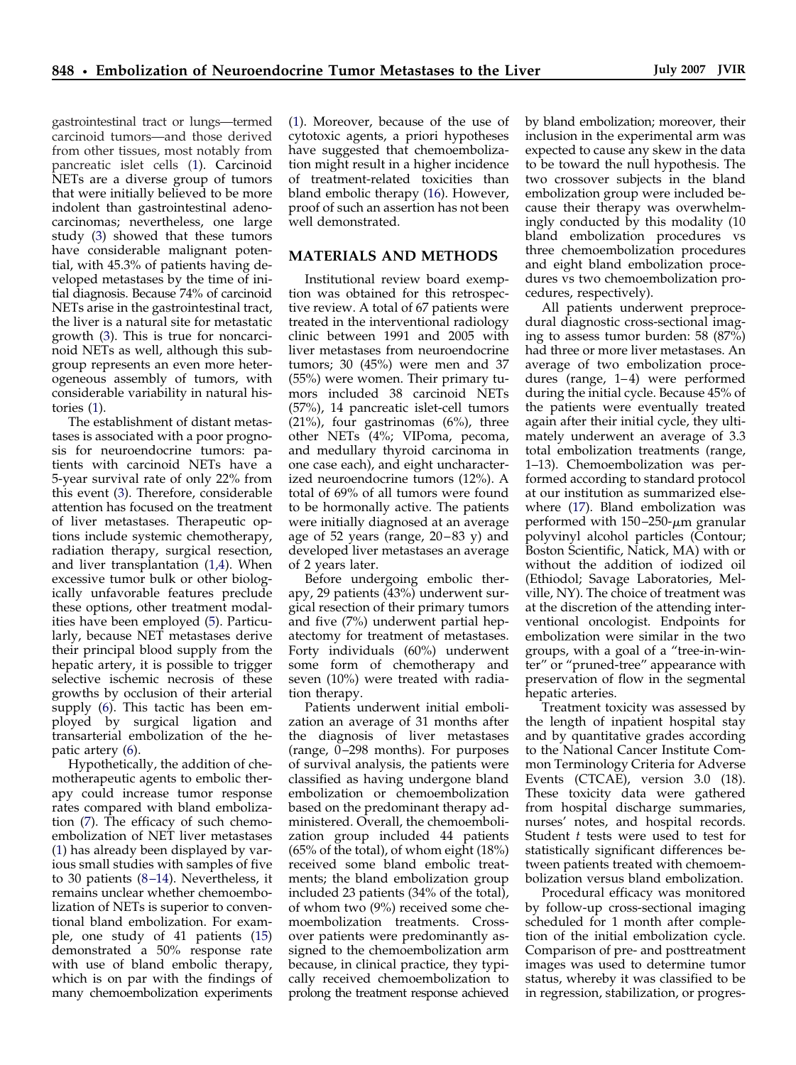gastrointestinal tract or lungs—termed carcinoid tumors—and those derived from other tissues, most notably from pancreatic islet cells (1). Carcinoid NETs are a diverse group of tumors that were initially believed to be more indolent than gastrointestinal adenocarcinomas; nevertheless, one large study (3) showed that these tumors have considerable malignant potential, with 45.3% of patients having developed metastases by the time of initial diagnosis. Because 74% of carcinoid NETs arise in the gastrointestinal tract, the liver is a natural site for metastatic growth (3). This is true for noncarcinoid NETs as well, although this subgroup represents an even more heterogeneous assembly of tumors, with considerable variability in natural histories (1).

The establishment of distant metastases is associated with a poor prognosis for neuroendocrine tumors: patients with carcinoid NETs have a 5-year survival rate of only 22% from this event (3). Therefore, considerable attention has focused on the treatment of liver metastases. Therapeutic options include systemic chemotherapy, radiation therapy, surgical resection, and liver transplantation (1,4). When excessive tumor bulk or other biologically unfavorable features preclude these options, other treatment modalities have been employed (5). Particularly, because NET metastases derive their principal blood supply from the hepatic artery, it is possible to trigger selective ischemic necrosis of these growths by occlusion of their arterial supply (6). This tactic has been employed by surgical ligation and transarterial embolization of the hepatic artery (6).

Hypothetically, the addition of chemotherapeutic agents to embolic therapy could increase tumor response rates compared with bland embolization (7). The efficacy of such chemoembolization of NET liver metastases (1) has already been displayed by various small studies with samples of five to 30 patients (8–14). Nevertheless, it remains unclear whether chemoembolization of NETs is superior to conventional bland embolization. For example, one study of 41 patients (15) demonstrated a 50% response rate with use of bland embolic therapy, which is on par with the findings of many chemoembolization experiments (1). Moreover, because of the use of cytotoxic agents, a priori hypotheses have suggested that chemoembolization might result in a higher incidence of treatment-related toxicities than bland embolic therapy (16). However, proof of such an assertion has not been well demonstrated.

## MATERIALS AND METHODS

Institutional review board exemption was obtained for this retrospective review. A total of 67 patients were treated in the interventional radiology clinic between 1991 and 2005 with liver metastases from neuroendocrine tumors; 30 (45%) were men and 37 (55%) were women. Their primary tumors included 38 carcinoid NETs (57%), 14 pancreatic islet-cell tumors (21%), four gastrinomas (6%), three other NETs (4%; VIPoma, pecoma, and medullary thyroid carcinoma in one case each), and eight uncharacterized neuroendocrine tumors (12%). A total of 69% of all tumors were found to be hormonally active. The patients were initially diagnosed at an average age of 52 years (range, 20–83 y) and developed liver metastases an average of 2 years later.

Before undergoing embolic therapy, 29 patients (43%) underwent surgical resection of their primary tumors and five (7%) underwent partial hepatectomy for treatment of metastases. Forty individuals (60%) underwent some form of chemotherapy and seven (10%) were treated with radiation therapy.

Patients underwent initial embolization an average of 31 months after the diagnosis of liver metastases (range, 0–298 months). For purposes of survival analysis, the patients were classified as having undergone bland embolization or chemoembolization based on the predominant therapy administered. Overall, the chemoembolization group included 44 patients (65% of the total), of whom eight (18%) received some bland embolic treatments; the bland embolization group included 23 patients (34% of the total), of whom two (9%) received some chemoembolization treatments. Crossover patients were predominantly assigned to the chemoembolization arm because, in clinical practice, they typically received chemoembolization to prolong the treatment response achieved by bland embolization; moreover, their inclusion in the experimental arm was expected to cause any skew in the data to be toward the null hypothesis. The two crossover subjects in the bland embolization group were included because their therapy was overwhelmingly conducted by this modality (10 bland embolization procedures vs three chemoembolization procedures and eight bland embolization procedures vs two chemoembolization procedures, respectively).

All patients underwent preprocedural diagnostic cross-sectional imaging to assess tumor burden: 58 (87%) had three or more liver metastases. An average of two embolization procedures (range, 1–4) were performed during the initial cycle. Because 45% of the patients were eventually treated again after their initial cycle, they ultimately underwent an average of 3.3 total embolization treatments (range, 1–13). Chemoembolization was performed according to standard protocol at our institution as summarized elsewhere (17). Bland embolization was performed with 150–250-$\mu$m granular polyvinyl alcohol particles (Contour; Boston Scientific, Natick, MA) with or without the addition of iodized oil (Ethiodol; Savage Laboratories, Melville, NY). The choice of treatment was at the discretion of the attending interventional oncologist. Endpoints for embolization were similar in the two groups, with a goal of a "tree-in-winter" or "pruned-tree" appearance with preservation of flow in the segmental hepatic arteries.

Treatment toxicity was assessed by the length of inpatient hospital stay and by quantitative grades according to the National Cancer Institute Common Terminology Criteria for Adverse Events (CTCAE), version 3.0 (18). These toxicity data were gathered from hospital discharge summaries, nurses' notes, and hospital records. Student *t* tests were used to test for statistically significant differences between patients treated with chemoembolization versus bland embolization.

Procedural efficacy was monitored by follow-up cross-sectional imaging scheduled for 1 month after completion of the initial embolization cycle. Comparison of pre- and posttreatment images was used to determine tumor status, whereby it was classified to be in regression, stabilization, or progres-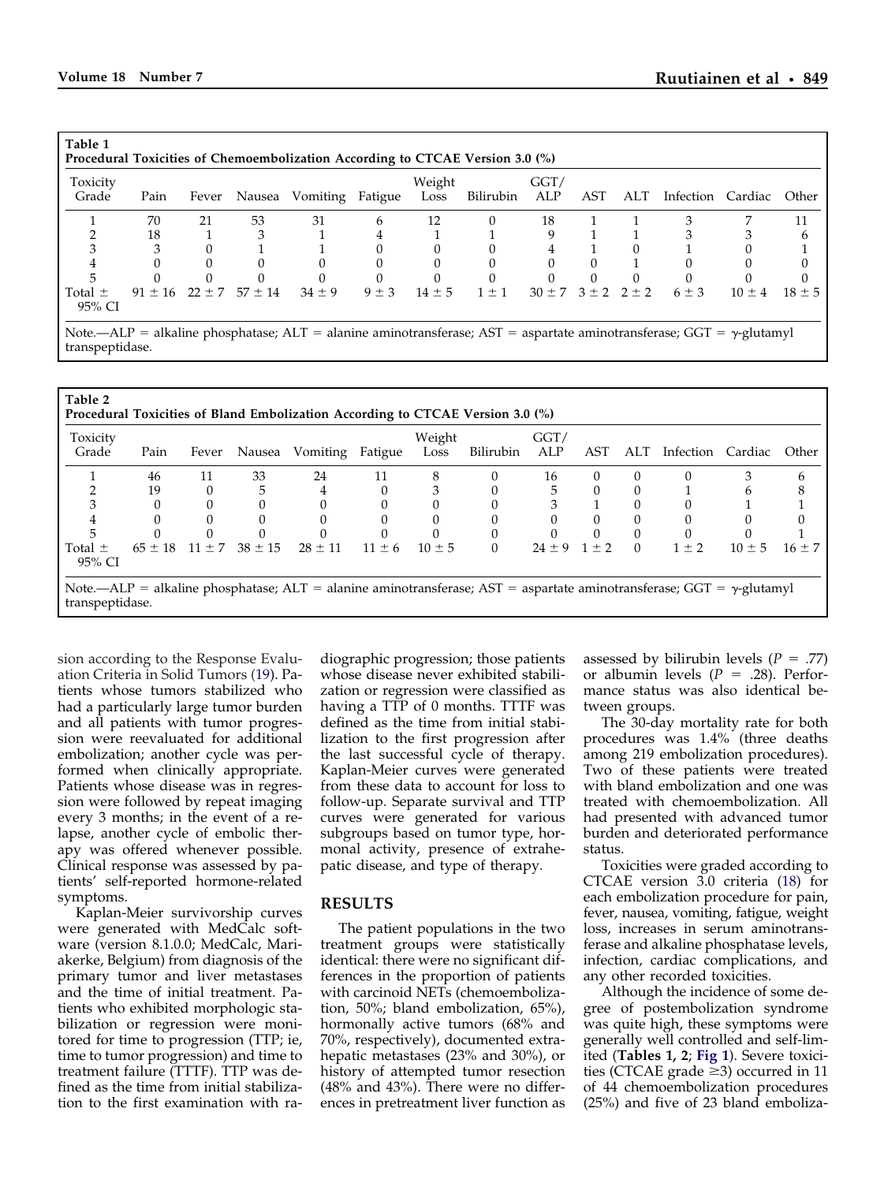**Table 1**
**Procedural Toxicities of Chemoembolization According to CTCAE Version 3.0 (%)**

| Toxicity Grade | Pain | Fever | Nausea | Vomiting | Fatigue | Weight Loss | Bilirubin | GGT/ ALP | AST | ALT | Infection | Cardiac | Other |
|---|---|---|---|---|---|---|---|---|---|---|---|---|---|
| 1 | 70 | 21 | 53 | 31 | 6 | 12 | 0 | 18 | 1 | 1 | 3 | 7 | 11 |
| 2 | 18 | 1 | 3 | 1 | 4 | 1 | 1 | 9 | 1 | 1 | 3 | 3 | 6 |
| 3 | 3 | 0 | 1 | 1 | 0 | 0 | 0 | 4 | 1 | 0 | 1 | 0 | 1 |
| 4 | 0 | 0 | 0 | 0 | 0 | 0 | 0 | 0 | 0 | 1 | 0 | 0 | 0 |
| 5 | 0 | 0 | 0 | 0 | 0 | 0 | 0 | 0 | 0 | 0 | 0 | 0 | 0 |
| Total ± 95% CI | 91 ± 16 | 22 ± 7 | 57 ± 14 | 34 ± 9 | 9 ± 3 | 14 ± 5 | 1 ± 1 | 30 ± 7 | 3 ± 2 | 2 ± 2 | 6 ± 3 | 10 ± 4 | 18 ± 5 |

Note.—ALP = alkaline phosphatase; ALT = alanine aminotransferase; AST = aspartate aminotransferase; GGT = γ-glutamyl transpeptidase.

**Table 2**
**Procedural Toxicities of Bland Embolization According to CTCAE Version 3.0 (%)**

| Toxicity Grade | Pain | Fever | Nausea | Vomiting | Fatigue | Weight Loss | Bilirubin | GGT/ ALP | AST | ALT | Infection | Cardiac | Other |
|---|---|---|---|---|---|---|---|---|---|---|---|---|---|
| 1 | 46 | 11 | 33 | 24 | 11 | 8 | 0 | 16 | 0 | 0 | 0 | 3 | 6 |
| 2 | 19 | 0 | 5 | 4 | 0 | 3 | 0 | 5 | 0 | 0 | 1 | 6 | 8 |
| 3 | 0 | 0 | 0 | 0 | 0 | 0 | 0 | 3 | 1 | 0 | 0 | 1 | 1 |
| 4 | 0 | 0 | 0 | 0 | 0 | 0 | 0 | 0 | 0 | 0 | 0 | 0 | 0 |
| 5 | 0 | 0 | 0 | 0 | 0 | 0 | 0 | 0 | 0 | 0 | 0 | 0 | 1 |
| Total ± 95% CI | 65 ± 18 | 11 ± 7 | 38 ± 15 | 28 ± 11 | 11 ± 6 | 10 ± 5 | 0 | 24 ± 9 | 1 ± 2 | 0 | 1 ± 2 | 10 ± 5 | 16 ± 7 |

Note.—ALP = alkaline phosphatase; ALT = alanine aminotransferase; AST = aspartate aminotransferase; GGT = γ-glutamyl transpeptidase.

sion according to the Response Evaluation Criteria in Solid Tumors (19). Patients whose tumors stabilized who had a particularly large tumor burden and all patients with tumor progression were reevaluated for additional embolization; another cycle was performed when clinically appropriate. Patients whose disease was in regression were followed by repeat imaging every 3 months; in the event of a relapse, another cycle of embolic therapy was offered whenever possible. Clinical response was assessed by patients' self-reported hormone-related symptoms.

Kaplan-Meier survivorship curves were generated with MedCalc software (version 8.1.0.0; MedCalc, Mariakerke, Belgium) from diagnosis of the primary tumor and liver metastases and the time of initial treatment. Patients who exhibited morphologic stabilization or regression were monitored for time to progression (TTP; ie, time to tumor progression) and time to treatment failure (TTTF). TTP was defined as the time from initial stabilization to the first examination with radiographic progression; those patients whose disease never exhibited stabilization or regression were classified as having a TTP of 0 months. TTTF was defined as the time from initial stabilization to the first progression after the last successful cycle of therapy. Kaplan-Meier curves were generated from these data to account for loss to follow-up. Separate survival and TTP curves were generated for various subgroups based on tumor type, hormonal activity, presence of extrahepatic disease, and type of therapy.

## RESULTS

The patient populations in the two treatment groups were statistically identical: there were no significant differences in the proportion of patients with carcinoid NETs (chemoembolization, 50%; bland embolization, 65%), hormonally active tumors (68% and 70%, respectively), documented extrahepatic metastases (23% and 30%), or history of attempted tumor resection (48% and 43%). There were no differences in pretreatment liver function as assessed by bilirubin levels ($P$ = .77) or albumin levels ($P$ = .28). Performance status was also identical between groups.

The 30-day mortality rate for both procedures was 1.4% (three deaths among 219 embolization procedures). Two of these patients were treated with bland embolization and one was treated with chemoembolization. All had presented with advanced tumor burden and deteriorated performance status.

Toxicities were graded according to CTCAE version 3.0 criteria (18) for each embolization procedure for pain, fever, nausea, vomiting, fatigue, weight loss, increases in serum aminotransferase and alkaline phosphatase levels, infection, cardiac complications, and any other recorded toxicities.

Although the incidence of some degree of postembolization syndrome was quite high, these symptoms were generally well controlled and self-limited (**Tables 1, 2**; **Fig 1**). Severe toxicities (CTCAE grade ≥3) occurred in 11 of 44 chemoembolization procedures (25%) and five of 23 bland emboliza-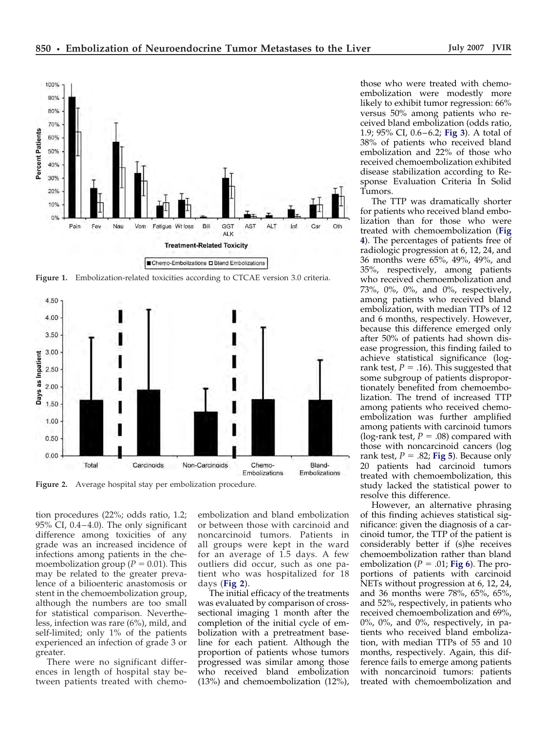Figure 1. Embolization-related toxicities according to CTCAE version 3.0 criteria.

Figure 2. Average hospital stay per embolization procedure.

tion procedures (22%; odds ratio, 1.2; 95% CI, 0.4–4.0). The only significant difference among toxicities of any grade was an increased incidence of infections among patients in the chemoembolization group ($P = 0.01$). This may be related to the greater prevalence of a bilioenteric anastomosis or stent in the chemoembolization group, although the numbers are too small for statistical comparison. Nevertheless, infection was rare (6%), mild, and self-limited; only 1% of the patients experienced an infection of grade 3 or greater.

There were no significant differences in length of hospital stay between patients treated with chemoembolization and bland embolization or between those with carcinoid and noncarcinoid tumors. Patients in all groups were kept in the ward for an average of 1.5 days. A few outliers did occur, such as one patient who was hospitalized for 18 days (**Fig 2**).

The initial efficacy of the treatments was evaluated by comparison of cross-sectional imaging 1 month after the completion of the initial cycle of embolization with a pretreatment baseline for each patient. Although the proportion of patients whose tumors progressed was similar among those who received bland embolization (13%) and chemoembolization (12%), those who were treated with chemoembolization were modestly more likely to exhibit tumor regression: 66% versus 50% among patients who received bland embolization (odds ratio, 1.9; 95% CI, 0.6–6.2; **Fig 3**). A total of 38% of patients who received bland embolization and 22% of those who received chemoembolization exhibited disease stabilization according to Response Evaluation Criteria In Solid Tumors.

The TTP was dramatically shorter for patients who received bland embolization than for those who were treated with chemoembolization (**Fig 4**). The percentages of patients free of radiologic progression at 6, 12, 24, and 36 months were 65%, 49%, 49%, and 35%, respectively, among patients who received chemoembolization and 73%, 0%, 0%, and 0%, respectively, among patients who received bland embolization, with median TTPs of 12 and 6 months, respectively. However, because this difference emerged only after 50% of patients had shown disease progression, this finding failed to achieve statistical significance (log-rank test, $P = .16$). This suggested that some subgroup of patients disproportionately benefited from chemoembolization. The trend of increased TTP among patients who received chemoembolization was further amplified among patients with carcinoid tumors (log-rank test, $P = .08$) compared with those with noncarcinoid cancers (log rank test, $P = .82$; **Fig 5**). Because only 20 patients had carcinoid tumors treated with chemoembolization, this study lacked the statistical power to resolve this difference.

However, an alternative phrasing of this finding achieves statistical significance: given the diagnosis of a carcinoid tumor, the TTP of the patient is considerably better if (s)he receives chemoembolization rather than bland embolization ($P = .01$; **Fig 6**). The proportions of patients with carcinoid NETs without progression at 6, 12, 24, and 36 months were 78%, 65%, 65%, and 52%, respectively, in patients who received chemoembolization and 69%, 0%, 0%, and 0%, respectively, in patients who received bland embolization, with median TTPs of 55 and 10 months, respectively. Again, this difference fails to emerge among patients with noncarcinoid tumors: patients treated with chemoembolization and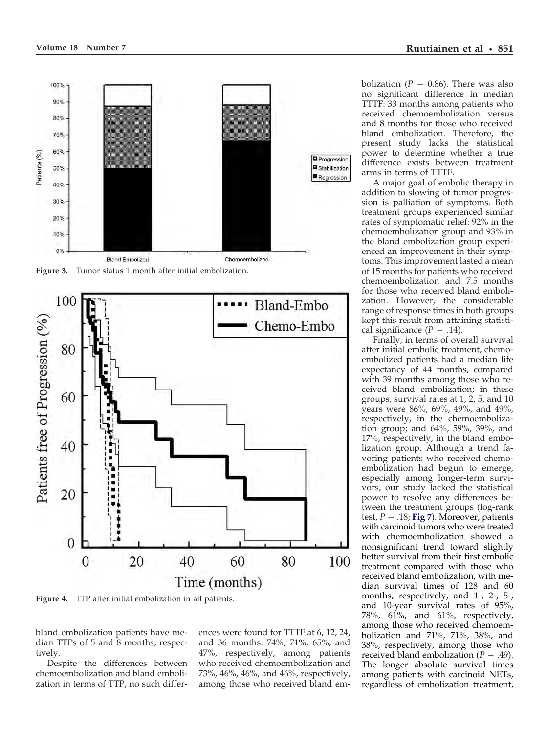Figure 3. Tumor status 1 month after initial embolization.

Figure 4. TTP after initial embolization in all patients.

bland embolization patients have median TTPs of 5 and 8 months, respectively.

Despite the differences between chemoembolization and bland embolization in terms of TTP, no such differences were found for TTTF at 6, 12, 24, and 36 months: 74%, 71%, 65%, and 47%, respectively, among patients who received chemoembolization and 73%, 46%, 46%, and 46%, respectively, among those who received bland embolization ($P$ = 0.86). There was also no significant difference in median TTTF: 33 months among patients who received chemoembolization versus and 8 months for those who received bland embolization. Therefore, the present study lacks the statistical power to determine whether a true difference exists between treatment arms in terms of TTTF.

A major goal of embolic therapy in addition to slowing of tumor progression is palliation of symptoms. Both treatment groups experienced similar rates of symptomatic relief: 92% in the chemoembolization group and 93% in the bland embolization group experienced an improvement in their symptoms. This improvement lasted a mean of 15 months for patients who received chemoembolization and 7.5 months for those who received bland embolization. However, the considerable range of response times in both groups kept this result from attaining statistical significance ($P$ = .14).

Finally, in terms of overall survival after initial embolic treatment, chemoembolized patients had a median life expectancy of 44 months, compared with 39 months among those who received bland embolization; in these groups, survival rates at 1, 2, 5, and 10 years were 86%, 69%, 49%, and 49%, respectively, in the chemoembolization group; and 64%, 59%, 39%, and 17%, respectively, in the bland embolization group. Although a trend favoring patients who received chemoembolization had begun to emerge, especially among longer-term survivors, our study lacked the statistical power to resolve any differences between the treatment groups (log-rank test, $P$ = .18; Fig 7). Moreover, patients with carcinoid tumors who were treated with chemoembolization showed a nonsignificant trend toward slightly better survival from their first embolic treatment compared with those who received bland embolization, with median survival times of 128 and 60 months, respectively, and 1-, 2-, 5-, and 10-year survival rates of 95%, 78%, 61%, and 61%, respectively, among those who received chemoembolization and 71%, 71%, 38%, and 38%, respectively, among those who received bland embolization ($P$ = .49). The longer absolute survival times among patients with carcinoid NETs, regardless of embolization treatment,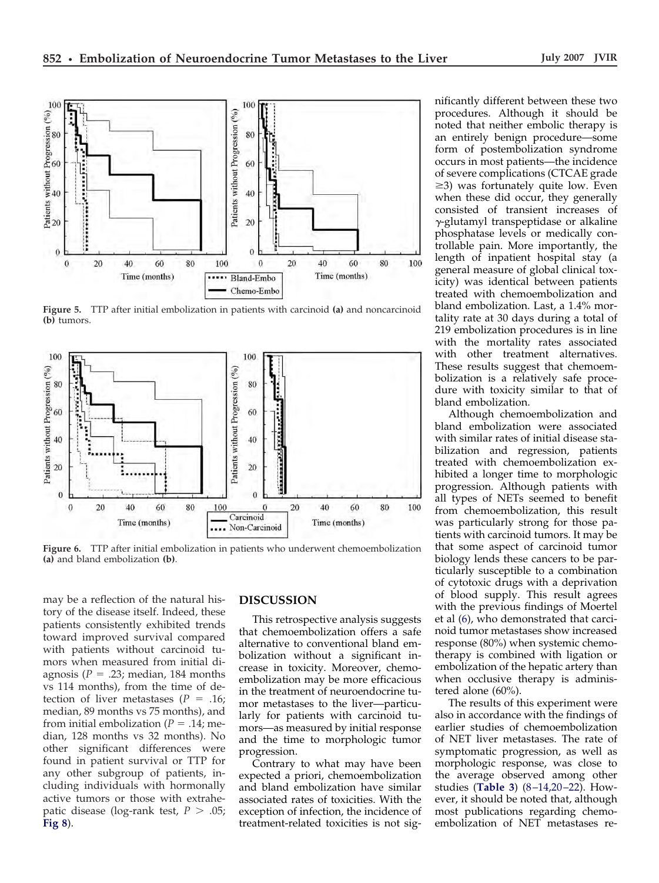Figure 5. TTP after initial embolization in patients with carcinoid **(a)** and noncarcinoid **(b)** tumors.

Figure 6. TTP after initial embolization in patients who underwent chemoembolization **(a)** and bland embolization **(b)**.

may be a reflection of the natural history of the disease itself. Indeed, these patients consistently exhibited trends toward improved survival compared with patients without carcinoid tumors when measured from initial diagnosis ($P = .23$; median, 184 months vs 114 months), from the time of detection of liver metastases ($P = .16$; median, 89 months vs 75 months), and from initial embolization ($P = .14$; median, 128 months vs 32 months). No other significant differences were found in patient survival or TTP for any other subgroup of patients, including individuals with hormonally active tumors or those with extrahepatic disease (log-rank test, $P > .05$; **Fig 8**).

## DISCUSSION

This retrospective analysis suggests that chemoembolization offers a safe alternative to conventional bland embolization without a significant increase in toxicity. Moreover, chemoembolization may be more efficacious in the treatment of neuroendocrine tumor metastases to the liver—particularly for patients with carcinoid tumors—as measured by initial response and the time to morphologic tumor progression.

Contrary to what may have been expected a priori, chemoembolization and bland embolization have similar associated rates of toxicities. With the exception of infection, the incidence of treatment-related toxicities is not significantly different between these two procedures. Although it should be noted that neither embolic therapy is an entirely benign procedure—some form of postembolization syndrome occurs in most patients—the incidence of severe complications (CTCAE grade ≥3) was fortunately quite low. Even when these did occur, they generally consisted of transient increases of γ-glutamyl transpeptidase or alkaline phosphatase levels or medically controllable pain. More importantly, the length of inpatient hospital stay (a general measure of global clinical toxicity) was identical between patients treated with chemoembolization and bland embolization. Last, a 1.4% mortality rate at 30 days during a total of 219 embolization procedures is in line with the mortality rates associated with other treatment alternatives. These results suggest that chemoembolization is a relatively safe procedure with toxicity similar to that of bland embolization.

Although chemoembolization and bland embolization were associated with similar rates of initial disease stabilization and regression, patients treated with chemoembolization exhibited a longer time to morphologic progression. Although patients with all types of NETs seemed to benefit from chemoembolization, this result was particularly strong for those patients with carcinoid tumors. It may be that some aspect of carcinoid tumor biology lends these cancers to be particularly susceptible to a combination of cytotoxic drugs with a deprivation of blood supply. This result agrees with the previous findings of Moertel et al (6), who demonstrated that carcinoid tumor metastases show increased response (80%) when systemic chemotherapy is combined with ligation or embolization of the hepatic artery than when occlusive therapy is administered alone (60%).

The results of this experiment were also in accordance with the findings of earlier studies of chemoembolization of NET liver metastases. The rate of symptomatic progression, as well as morphologic response, was close to the average observed among other studies (**Table 3**) (8–14,20–22). However, it should be noted that, although most publications regarding chemoembolization of NET metastases re-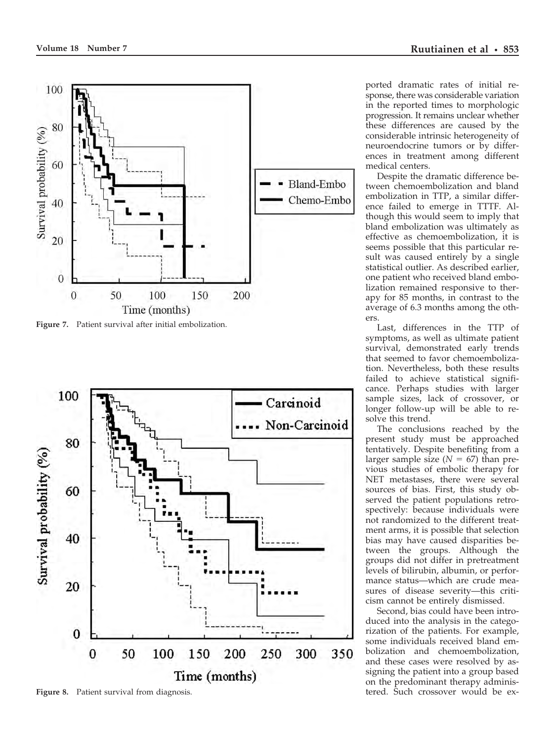**Figure 7.** Patient survival after initial embolization.

**Figure 8.** Patient survival from diagnosis.

ported dramatic rates of initial response, there was considerable variation in the reported times to morphologic progression. It remains unclear whether these differences are caused by the considerable intrinsic heterogeneity of neuroendocrine tumors or by differences in treatment among different medical centers.

Despite the dramatic difference between chemoembolization and bland embolization in TTP, a similar difference failed to emerge in TTTF. Although this would seem to imply that bland embolization was ultimately as effective as chemoembolization, it is seems possible that this particular result was caused entirely by a single statistical outlier. As described earlier, one patient who received bland embolization remained responsive to therapy for 85 months, in contrast to the average of 6.3 months among the others.

Last, differences in the TTP of symptoms, as well as ultimate patient survival, demonstrated early trends that seemed to favor chemoembolization. Nevertheless, both these results failed to achieve statistical significance. Perhaps studies with larger sample sizes, lack of crossover, or longer follow-up will be able to resolve this trend.

The conclusions reached by the present study must be approached tentatively. Despite benefiting from a larger sample size ($N = 67$) than previous studies of embolic therapy for NET metastases, there were several sources of bias. First, this study observed the patient populations retrospectively: because individuals were not randomized to the different treatment arms, it is possible that selection bias may have caused disparities between the groups. Although the groups did not differ in pretreatment levels of bilirubin, albumin, or performance status—which are crude measures of disease severity—this criticism cannot be entirely dismissed.

Second, bias could have been introduced into the analysis in the categorization of the patients. For example, some individuals received bland embolization and chemoembolization, and these cases were resolved by assigning the patient into a group based on the predominant therapy administered. Such crossover would be ex-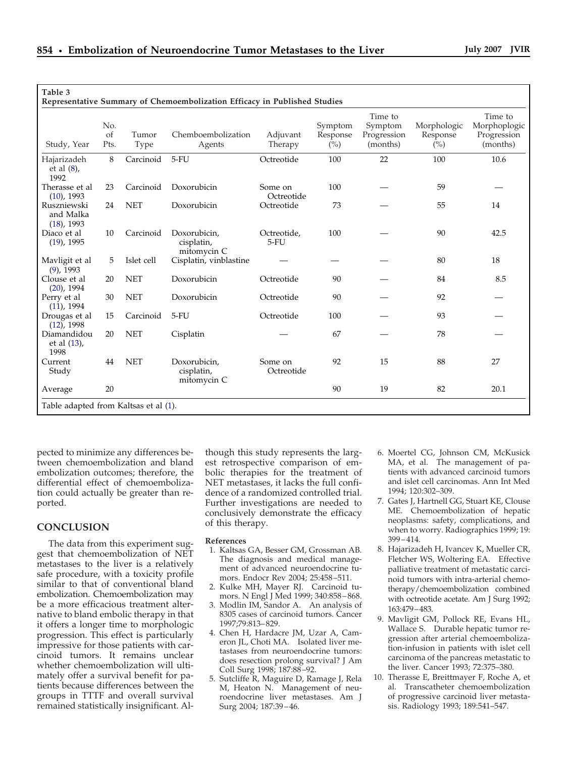**Table 3**
**Representative Summary of Chemoembolization Efficacy in Published Studies**

| Study, Year | No. of Pts. | Tumor Type | Chemboembolization Agents | Adjuvant Therapy | Symptom Response (%) | Time to Symptom Progression (months) | Morphologic Response (%) | Time to Morphoplogic Progression (months) |
|---|---|---|---|---|---|---|---|---|
| Hajarizadeh et al (8), 1992 | 8 | Carcinoid | 5-FU | Octreotide | 100 | 22 | 100 | 10.6 |
| Therasse et al (10), 1993 | 23 | Carcinoid | Doxorubicin | Some on Octreotide | 100 | — | 59 | — |
| Ruszniewski and Malka (18), 1993 | 24 | NET | Doxorubicin | Octreotide | 73 | — | 55 | 14 |
| Diaco et al (19), 1995 | 10 | Carcinoid | Doxorubicin, cisplatin, mitomycin C | Octreotide, 5-FU | 100 | — | 90 | 42.5 |
| Mavligit et al (9), 1993 | 5 | Islet cell | Cisplatin, vinblastine | — | — | — | 80 | 18 |
| Clouse et al (20), 1994 | 20 | NET | Doxorubicin | Octreotide | 90 | — | 84 | 8.5 |
| Perry et al (11), 1994 | 30 | NET | Doxorubicin | Octreotide | 90 | — | 92 | — |
| Drougas et al (12), 1998 | 15 | Carcinoid | 5-FU | Octreotide | 100 | — | 93 | — |
| Diamandidou et al (13), 1998 | 20 | NET | Cisplatin | — | 67 | — | 78 | — |
| Current Study | 44 | NET | Doxorubicin, cisplatin, mitomycin C | Some on Octreotide | 92 | 15 | 88 | 27 |
| Average | 20 | | | | 90 | 19 | 82 | 20.1 |

Table adapted from Kaltsas et al (1).

pected to minimize any differences between chemoembolization and bland embolization outcomes; therefore, the differential effect of chemoembolization could actually be greater than reported.

## CONCLUSION

The data from this experiment suggest that chemoembolization of NET metastases to the liver is a relatively safe procedure, with a toxicity profile similar to that of conventional bland embolization. Chemoembolization may be a more efficacious treatment alternative to bland embolic therapy in that it offers a longer time to morphologic progression. This effect is particularly impressive for those patients with carcinoid tumors. It remains unclear whether chemoembolization will ultimately offer a survival benefit for patients because differences between the groups in TTTF and overall survival remained statistically insignificant. Although this study represents the largest retrospective comparison of embolic therapies for the treatment of NET metastases, it lacks the full confidence of a randomized controlled trial. Further investigations are needed to conclusively demonstrate the efficacy of this therapy.

### References

1. Kaltsas GA, Besser GM, Grossman AB. The diagnosis and medical management of advanced neuroendocrine tumors. Endocr Rev 2004; 25:458–511.
2. Kulke MH, Mayer RJ. Carcinoid tumors. N Engl J Med 1999; 340:858–868.
3. Modlin IM, Sandor A. An analysis of 8305 cases of carcinoid tumors. Cancer 1997;79:813–829.
4. Chen H, Hardacre JM, Uzar A, Cameron JL, Choti MA. Isolated liver metastases from neuroendocrine tumors: does resection prolong survival? J Am Coll Surg 1998; 187:88–92.
5. Sutcliffe R, Maguire D, Ramage J, Rela M, Heaton N. Management of neuroendocrine liver metastases. Am J Surg 2004; 187:39–46.
6. Moertel CG, Johnson CM, McKusick MA, et al. The management of patients with advanced carcinoid tumors and islet cell carcinomas. Ann Int Med 1994; 120:302–309.
7. Gates J, Hartnell GG, Stuart KE, Clouse ME. Chemoembolization of hepatic neoplasms: safety, complications, and when to worry. Radiographics 1999; 19: 399–414.
8. Hajarizadeh H, Ivancev K, Mueller CR, Fletcher WS, Woltering EA. Effective palliative treatment of metastatic carcinoid tumors with intra-arterial chemotherapy/chemoembolization combined with octreotide acetate. Am J Surg 1992; 163:479–483.
9. Mavligit GM, Pollock RE, Evans HL, Wallace S. Durable hepatic tumor regression after arterial chemoembolization-infusion in patients with islet cell carcinoma of the pancreas metastatic to the liver. Cancer 1993; 72:375–380.
10. Therasse E, Breittmayer F, Roche A, et al. Transcatheter chemoembolization of progressive carcinoid liver metastasis. Radiology 1993; 189:541–547.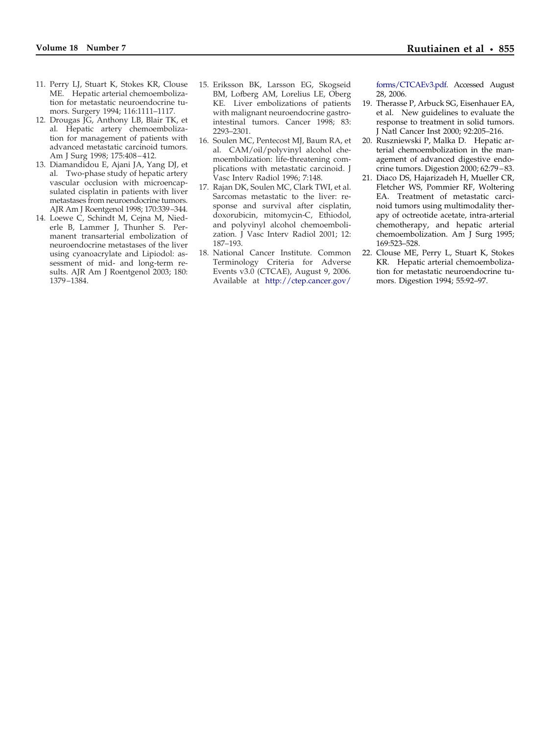11. Perry LJ, Stuart K, Stokes KR, Clouse ME. Hepatic arterial chemoembolization for metastatic neuroendocrine tumors. Surgery 1994; 116:1111–1117.
12. Drougas JG, Anthony LB, Blair TK, et al. Hepatic artery chemoembolization for management of patients with advanced metastatic carcinoid tumors. Am J Surg 1998; 175:408–412.
13. Diamandidou E, Ajani JA, Yang DJ, et al. Two-phase study of hepatic artery vascular occlusion with microencapsulated cisplatin in patients with liver metastases from neuroendocrine tumors. AJR Am J Roentgenol 1998; 170:339–344.
14. Loewe C, Schindt M, Cejna M, Niederle B, Lammer J, Thunher S. Permanent transarterial embolization of neuroendocrine metastases of the liver using cyanoacrylate and Lipiodol: assessment of mid- and long-term results. AJR Am J Roentgenol 2003; 180: 1379–1384.
15. Eriksson BK, Larsson EG, Skogseid BM, Lofberg AM, Lorelius LE, Oberg KE. Liver embolizations of patients with malignant neuroendocrine gastrointestinal tumors. Cancer 1998; 83: 2293–2301.
16. Soulen MC, Pentecost MJ, Baum RA, et al. CAM/oil/polyvinyl alcohol chemoembolization: life-threatening complications with metastatic carcinoid. J Vasc Interv Radiol 1996; 7:148.
17. Rajan DK, Soulen MC, Clark TWI, et al. Sarcomas metastatic to the liver: response and survival after cisplatin, doxorubicin, mitomycin-C, Ethiodol, and polyvinyl alcohol chemoembolization. J Vasc Interv Radiol 2001; 12: 187–193.
18. National Cancer Institute. Common Terminology Criteria for Adverse Events v3.0 (CTCAE), August 9, 2006. Available at http://ctep.cancer.gov/forms/CTCAEv3.pdf. Accessed August 28, 2006.
19. Therasse P, Arbuck SG, Eisenhauer EA, et al. New guidelines to evaluate the response to treatment in solid tumors. J Natl Cancer Inst 2000; 92:205–216.
20. Ruszniewski P, Malka D. Hepatic arterial chemoembolization in the management of advanced digestive endocrine tumors. Digestion 2000; 62:79–83.
21. Diaco DS, Hajarizadeh H, Mueller CR, Fletcher WS, Pommier RF, Woltering EA. Treatment of metastatic carcinoid tumors using multimodality therapy of octreotide acetate, intra-arterial chemotherapy, and hepatic arterial chemoembolization. Am J Surg 1995; 169:523–528.
22. Clouse ME, Perry L, Stuart K, Stokes KR. Hepatic arterial chemoembolization for metastatic neuroendocrine tumors. Digestion 1994; 55:92–97.